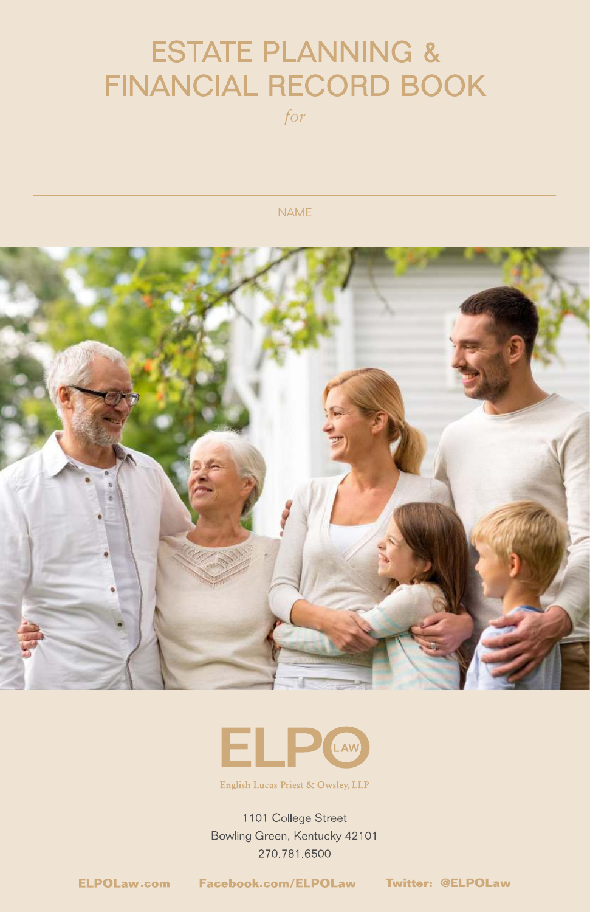# ESTATE PLANNING & FINANCIAL RECORD BOOK

*for*

NAME

ELPO LAW

English Lucas Priest & Owsley, LLP

1101 College Street
Bowling Green, Kentucky 42101
270.781.6500

**ELPOLaw.com** **Facebook.com/ELPOLaw** **Twitter: @ELPOLaw**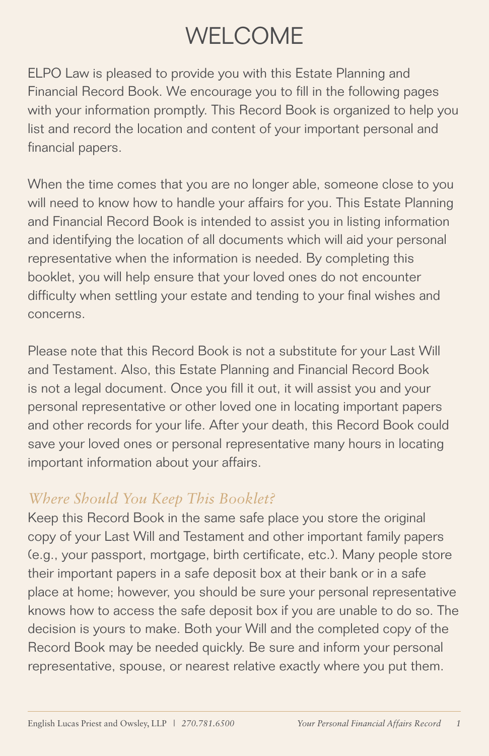# WELCOME

ELPO Law is pleased to provide you with this Estate Planning and Financial Record Book. We encourage you to fill in the following pages with your information promptly. This Record Book is organized to help you list and record the location and content of your important personal and financial papers.

When the time comes that you are no longer able, someone close to you will need to know how to handle your affairs for you. This Estate Planning and Financial Record Book is intended to assist you in listing information and identifying the location of all documents which will aid your personal representative when the information is needed. By completing this booklet, you will help ensure that your loved ones do not encounter difficulty when settling your estate and tending to your final wishes and concerns.

Please note that this Record Book is not a substitute for your Last Will and Testament. Also, this Estate Planning and Financial Record Book is not a legal document. Once you fill it out, it will assist you and your personal representative or other loved one in locating important papers and other records for your life. After your death, this Record Book could save your loved ones or personal representative many hours in locating important information about your affairs.

## *Where Should You Keep This Booklet?*

Keep this Record Book in the same safe place you store the original copy of your Last Will and Testament and other important family papers (e.g., your passport, mortgage, birth certificate, etc.). Many people store their important papers in a safe deposit box at their bank or in a safe place at home; however, you should be sure your personal representative knows how to access the safe deposit box if you are unable to do so. The decision is yours to make. Both your Will and the completed copy of the Record Book may be needed quickly. Be sure and inform your personal representative, spouse, or nearest relative exactly where you put them.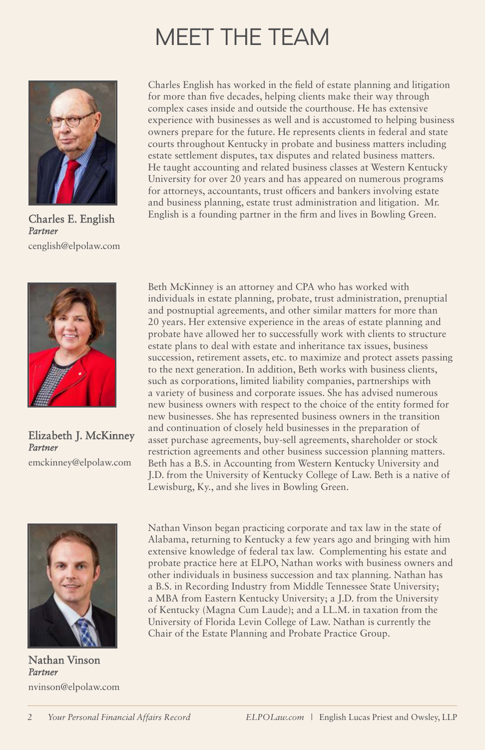# MEET THE TEAM

**Charles E. English**
*Partner*
cenglish@elpolaw.com

Charles English has worked in the field of estate planning and litigation for more than five decades, helping clients make their way through complex cases inside and outside the courthouse. He has extensive experience with businesses as well and is accustomed to helping business owners prepare for the future. He represents clients in federal and state courts throughout Kentucky in probate and business matters including estate settlement disputes, tax disputes and related business matters. He taught accounting and related business classes at Western Kentucky University for over 20 years and has appeared on numerous programs for attorneys, accountants, trust officers and bankers involving estate and business planning, estate trust administration and litigation. Mr. English is a founding partner in the firm and lives in Bowling Green.

**Elizabeth J. McKinney**
*Partner*
emckinney@elpolaw.com

Beth McKinney is an attorney and CPA who has worked with individuals in estate planning, probate, trust administration, prenuptial and postnuptial agreements, and other similar matters for more than 20 years. Her extensive experience in the areas of estate planning and probate have allowed her to successfully work with clients to structure estate plans to deal with estate and inheritance tax issues, business succession, retirement assets, etc. to maximize and protect assets passing to the next generation. In addition, Beth works with business clients, such as corporations, limited liability companies, partnerships with a variety of business and corporate issues. She has advised numerous new business owners with respect to the choice of the entity formed for new businesses. She has represented business owners in the transition and continuation of closely held businesses in the preparation of asset purchase agreements, buy-sell agreements, shareholder or stock restriction agreements and other business succession planning matters. Beth has a B.S. in Accounting from Western Kentucky University and J.D. from the University of Kentucky College of Law. Beth is a native of Lewisburg, Ky., and she lives in Bowling Green.

**Nathan Vinson**
*Partner*
nvinson@elpolaw.com

Nathan Vinson began practicing corporate and tax law in the state of Alabama, returning to Kentucky a few years ago and bringing with him extensive knowledge of federal tax law. Complementing his estate and probate practice here at ELPO, Nathan works with business owners and other individuals in business succession and tax planning. Nathan has a B.S. in Recording Industry from Middle Tennessee State University; a MBA from Eastern Kentucky University; a J.D. from the University of Kentucky (Magna Cum Laude); and a LL.M. in taxation from the University of Florida Levin College of Law. Nathan is currently the Chair of the Estate Planning and Probate Practice Group.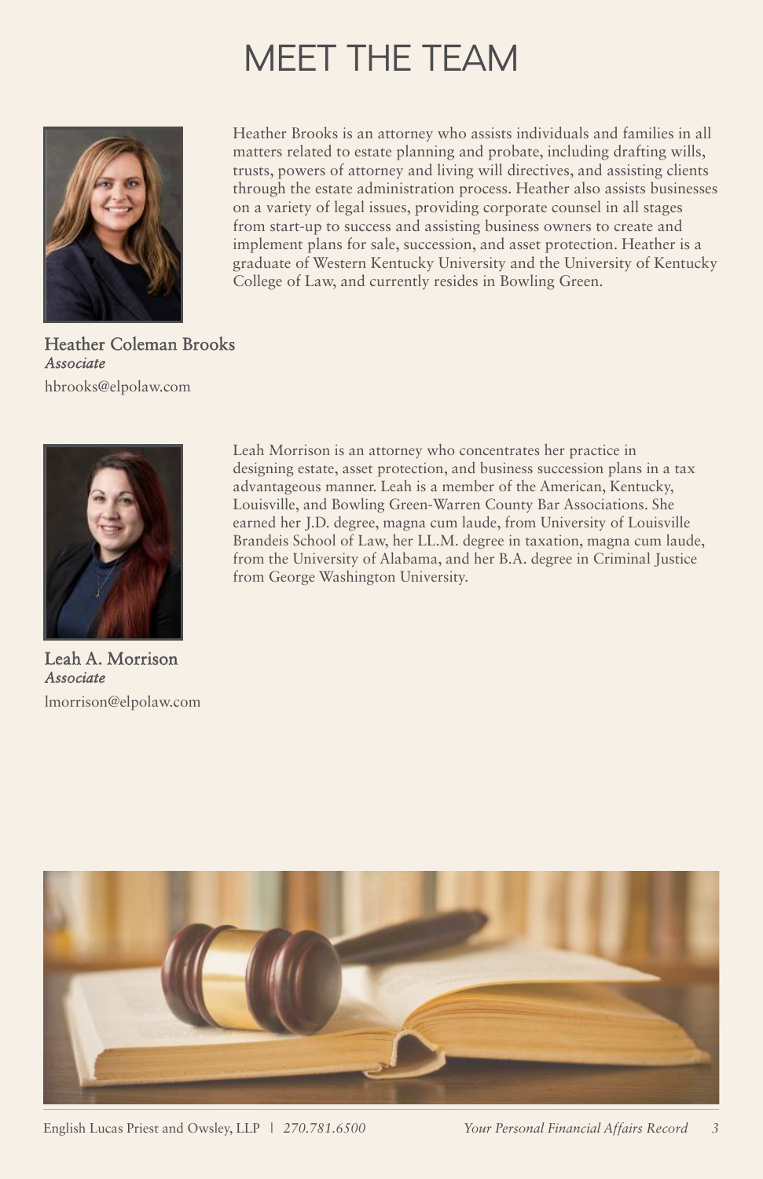# MEET THE TEAM

Heather Brooks is an attorney who assists individuals and families in all matters related to estate planning and probate, including drafting wills, trusts, powers of attorney and living will directives, and assisting clients through the estate administration process. Heather also assists businesses on a variety of legal issues, providing corporate counsel in all stages from start-up to success and assisting business owners to create and implement plans for sale, succession, and asset protection. Heather is a graduate of Western Kentucky University and the University of Kentucky College of Law, and currently resides in Bowling Green.

**Heather Coleman Brooks**
*Associate*
hbrooks@elpolaw.com

Leah Morrison is an attorney who concentrates her practice in designing estate, asset protection, and business succession plans in a tax advantageous manner. Leah is a member of the American, Kentucky, Louisville, and Bowling Green-Warren County Bar Associations. She earned her J.D. degree, magna cum laude, from University of Louisville Brandeis School of Law, her LL.M. degree in taxation, magna cum laude, from the University of Alabama, and her B.A. degree in Criminal Justice from George Washington University.

**Leah A. Morrison**
*Associate*
lmorrison@elpolaw.com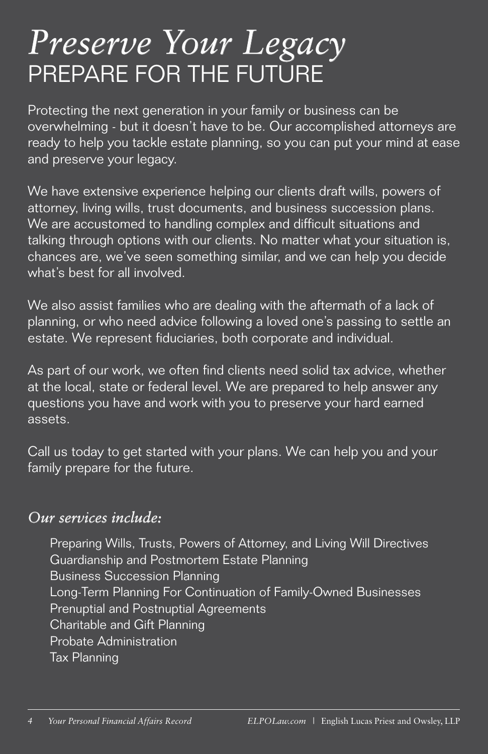# *Preserve Your Legacy*
## PREPARE FOR THE FUTURE

Protecting the next generation in your family or business can be overwhelming - but it doesn't have to be. Our accomplished attorneys are ready to help you tackle estate planning, so you can put your mind at ease and preserve your legacy.

We have extensive experience helping our clients draft wills, powers of attorney, living wills, trust documents, and business succession plans. We are accustomed to handling complex and difficult situations and talking through options with our clients. No matter what your situation is, chances are, we've seen something similar, and we can help you decide what's best for all involved.

We also assist families who are dealing with the aftermath of a lack of planning, or who need advice following a loved one's passing to settle an estate. We represent fiduciaries, both corporate and individual.

As part of our work, we often find clients need solid tax advice, whether at the local, state or federal level. We are prepared to help answer any questions you have and work with you to preserve your hard earned assets.

Call us today to get started with your plans. We can help you and your family prepare for the future.

### *Our services include:*

- Preparing Wills, Trusts, Powers of Attorney, and Living Will Directives
- Guardianship and Postmortem Estate Planning
- Business Succession Planning
- Long-Term Planning For Continuation of Family-Owned Businesses
- Prenuptial and Postnuptial Agreements
- Charitable and Gift Planning
- Probate Administration
- Tax Planning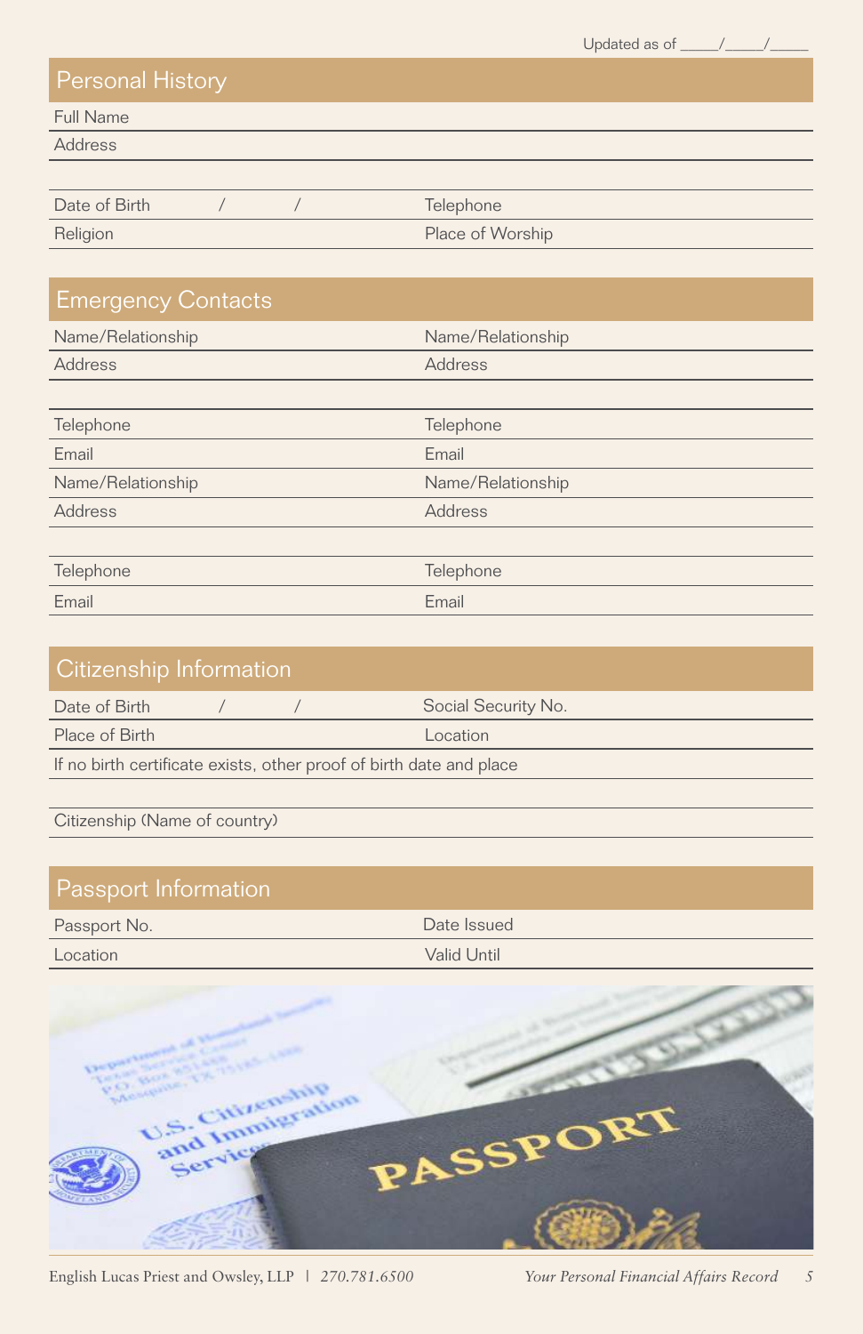Updated as of _____/_____/_____

## Personal History

| | |
|---|---|
| Full Name | |
| Address | |
| | |
| Date of Birth / / | Telephone |
| Religion | Place of Worship |

## Emergency Contacts

| | |
|---|---|
| Name/Relationship | Name/Relationship |
| Address | Address |
| | |
| Telephone | Telephone |
| Email | Email |
| Name/Relationship | Name/Relationship |
| Address | Address |
| | |
| Telephone | Telephone |
| Email | Email |

## Citizenship Information

| | |
|---|---|
| Date of Birth / / | Social Security No. |
| Place of Birth | Location |
| If no birth certificate exists, other proof of birth date and place | |
| | |
| Citizenship (Name of country) | |

## Passport Information

| | |
|---|---|
| Passport No. | Date Issued |
| Location | Valid Until |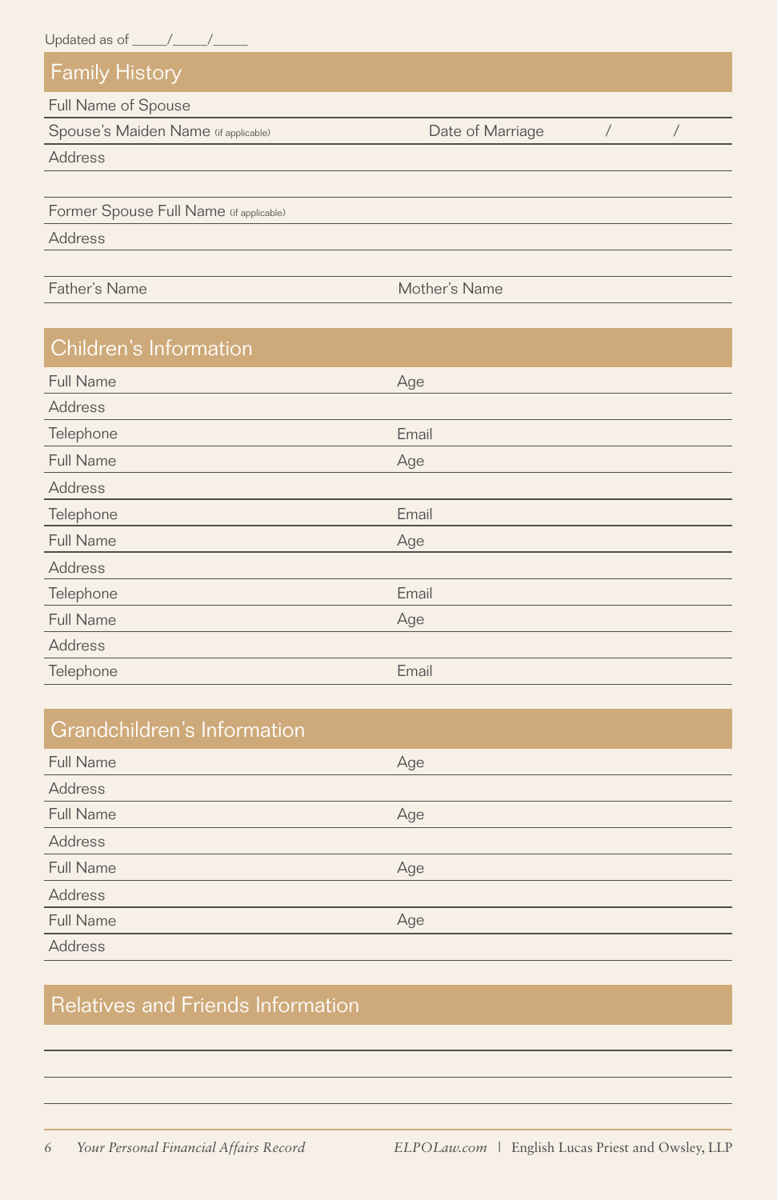Updated as of _____/_____/_____

## Family History

Full Name of Spouse

Spouse's Maiden Name (if applicable) | Date of Marriage / /

Address

Former Spouse Full Name (if applicable)

Address

Father's Name | Mother's Name

## Children's Information

Full Name | Age

Address

Telephone | Email

Full Name | Age

Address

Telephone | Email

Full Name | Age

Address

Telephone | Email

Full Name | Age

Address

Telephone | Email

## Grandchildren's Information

Full Name | Age

Address

Full Name | Age

Address

Full Name | Age

Address

Full Name | Age

Address

## Relatives and Friends Information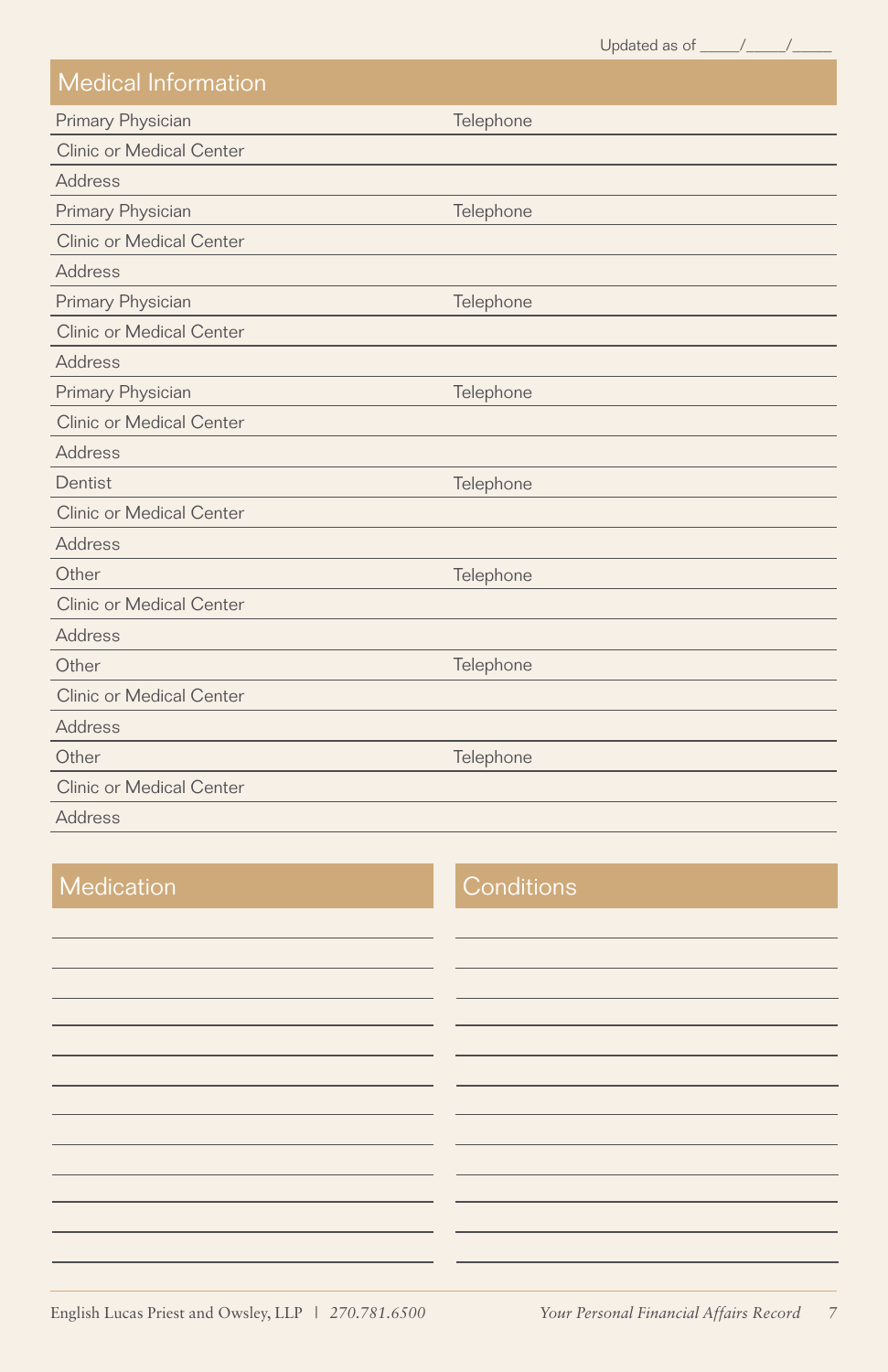Updated as of ____/____/____

## Medical Information

| | |
|---|---|
| Primary Physician | Telephone |
| Clinic or Medical Center | |
| Address | |
| Primary Physician | Telephone |
| Clinic or Medical Center | |
| Address | |
| Primary Physician | Telephone |
| Clinic or Medical Center | |
| Address | |
| Primary Physician | Telephone |
| Clinic or Medical Center | |
| Address | |
| Dentist | Telephone |
| Clinic or Medical Center | |
| Address | |
| Other | Telephone |
| Clinic or Medical Center | |
| Address | |
| Other | Telephone |
| Clinic or Medical Center | |
| Address | |
| Other | Telephone |
| Clinic or Medical Center | |
| Address | |

## Medication

## Conditions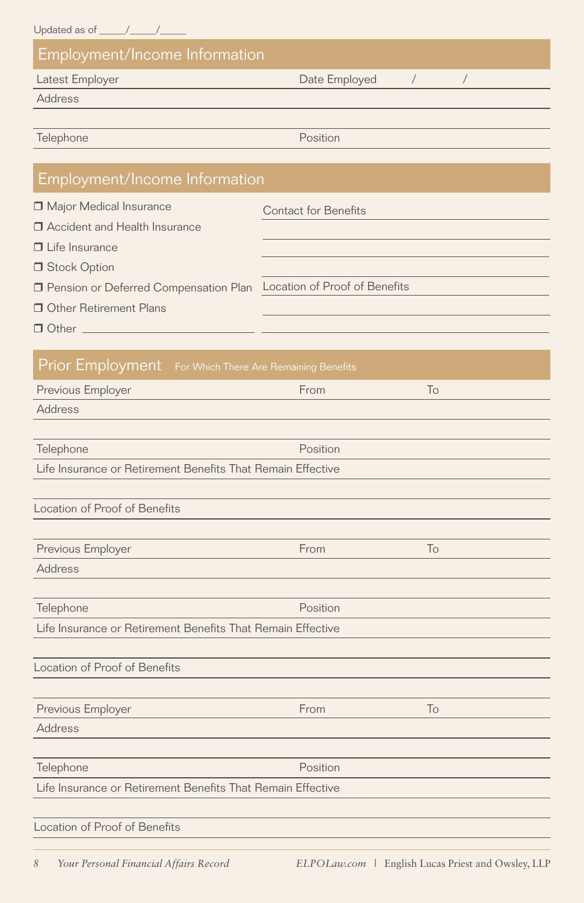Updated as of _____/_____/_____

## Employment/Income Information

Latest Employer ____________________ Date Employed _____/_____/_____

Address ____________________

____________________

Telephone ____________________ Position ____________________

## Employment/Income Information

- ❒ Major Medical Insurance
- ❒ Accident and Health Insurance
- ❒ Life Insurance
- ❒ Stock Option
- ❒ Pension or Deferred Compensation Plan
- ❒ Other Retirement Plans
- ❒ Other ____________________

Contact for Benefits ____________________

____________________

____________________

____________________

Location of Proof of Benefits ____________________

____________________

____________________

## Prior Employment For Which There Are Remaining Benefits

Previous Employer ____________________ From __________ To __________

Address ____________________

____________________

Telephone ____________________ Position ____________________

Life Insurance or Retirement Benefits That Remain Effective ____________________

____________________

Location of Proof of Benefits ____________________

____________________

Previous Employer ____________________ From __________ To __________

Address ____________________

____________________

Telephone ____________________ Position ____________________

Life Insurance or Retirement Benefits That Remain Effective ____________________

____________________

Location of Proof of Benefits ____________________

____________________

Previous Employer ____________________ From __________ To __________

Address ____________________

____________________

Telephone ____________________ Position ____________________

Life Insurance or Retirement Benefits That Remain Effective ____________________

____________________

Location of Proof of Benefits ____________________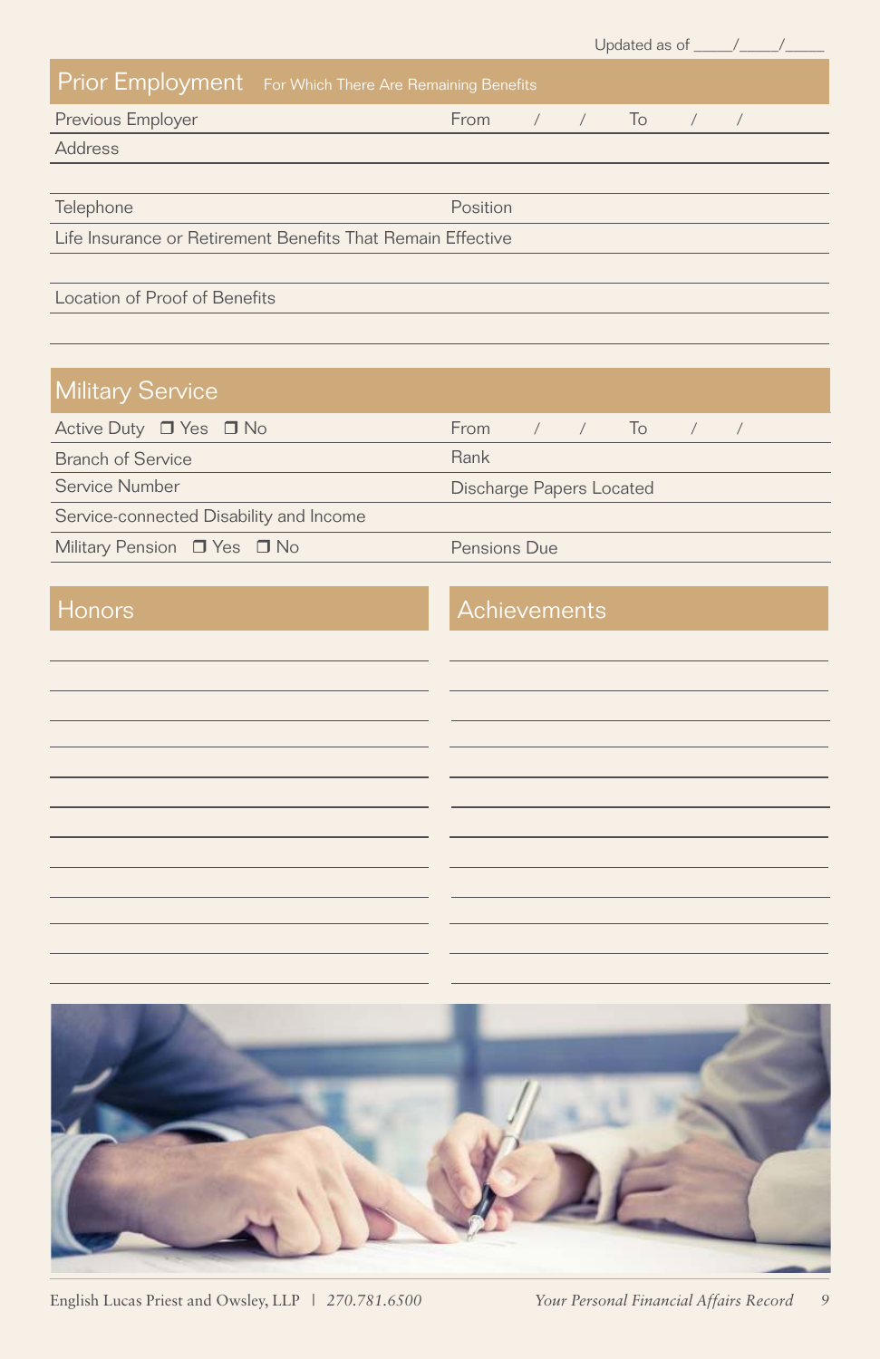Updated as of _____/_____/_____

## Prior Employment For Which There Are Remaining Benefits

Previous Employer From / / To / /

Address

Telephone Position

Life Insurance or Retirement Benefits That Remain Effective

Location of Proof of Benefits

## Military Service

Active Duty ❒ Yes ❒ No From / / To / /

Branch of Service Rank

Service Number Discharge Papers Located

Service-connected Disability and Income

Military Pension ❒ Yes ❒ No Pensions Due

## Honors

## Achievements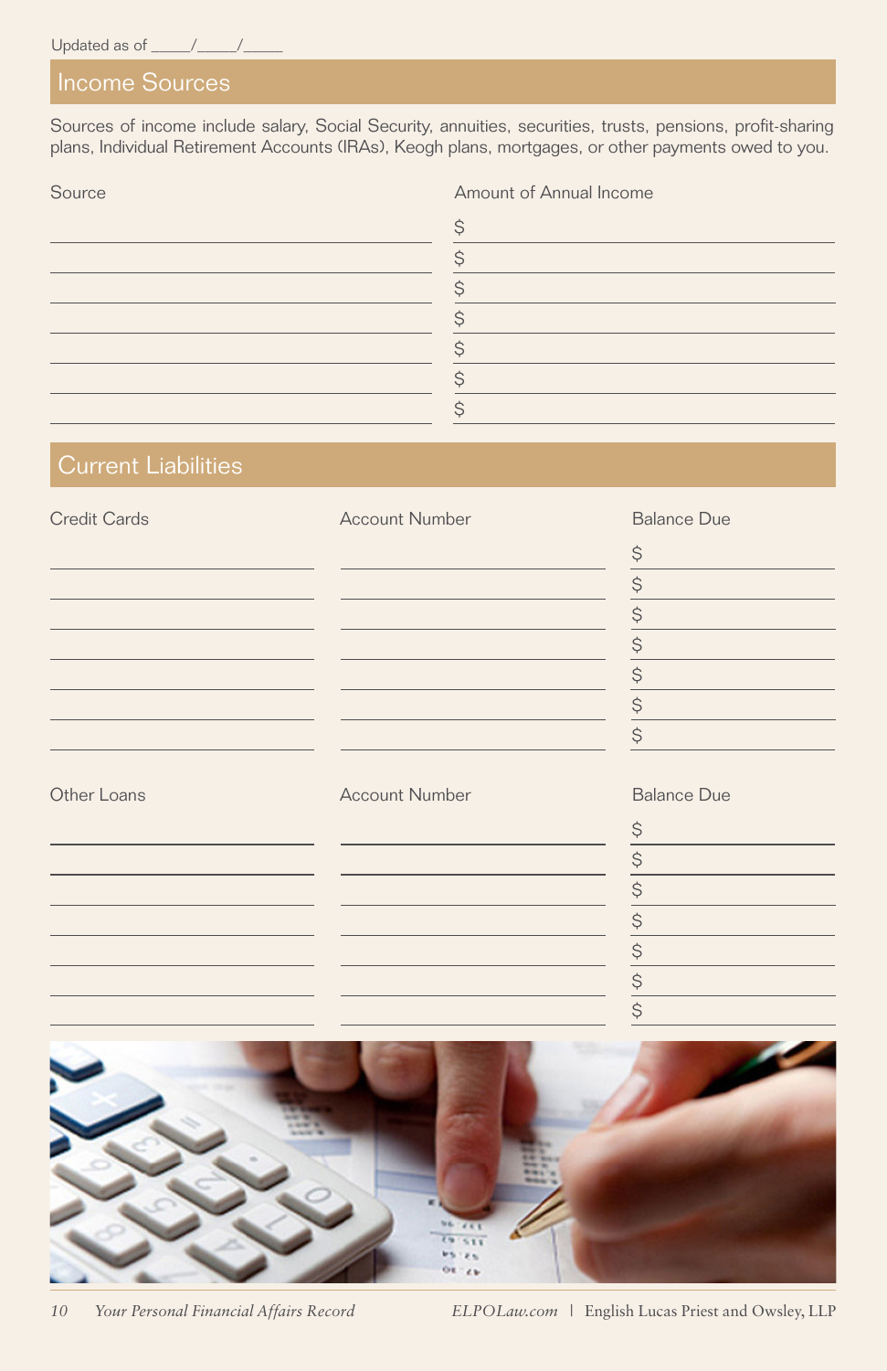Updated as of _____/_____/_____

## Income Sources

Sources of income include salary, Social Security, annuities, securities, trusts, pensions, profit-sharing plans, Individual Retirement Accounts (IRAs), Keogh plans, mortgages, or other payments owed to you.

| Source | Amount of Annual Income |
|---|---|
| | $ |
| | $ |
| | $ |
| | $ |
| | $ |
| | $ |
| | $ |

## Current Liabilities

| Credit Cards | Account Number | Balance Due |
|---|---|---|
| | | $ |
| | | $ |
| | | $ |
| | | $ |
| | | $ |
| | | $ |
| | | $ |

| Other Loans | Account Number | Balance Due |
|---|---|---|
| | | $ |
| | | $ |
| | | $ |
| | | $ |
| | | $ |
| | | $ |
| | | $ |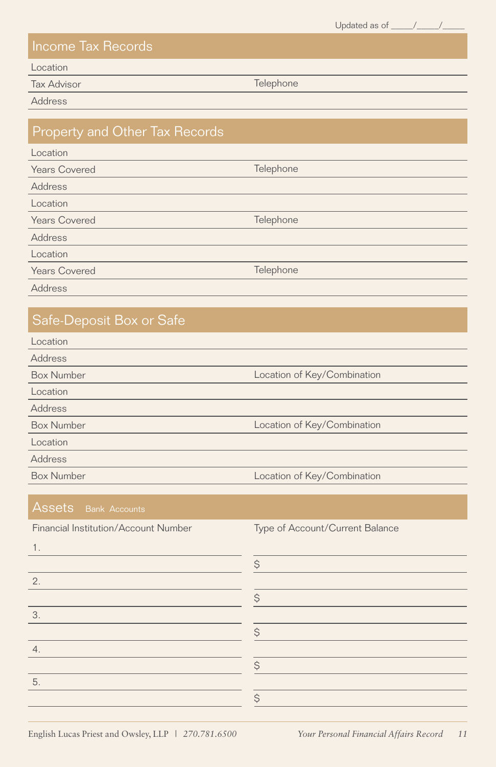Updated as of _____/_____/_____

## Income Tax Records

Location

Tax Advisor | Telephone

Address

## Property and Other Tax Records

Location

Years Covered | Telephone

Address

Location

Years Covered | Telephone

Address

Location

Years Covered | Telephone

Address

## Safe-Deposit Box or Safe

Location

Address

Box Number | Location of Key/Combination

Location

Address

Box Number | Location of Key/Combination

Location

Address

Box Number | Location of Key/Combination

## Assets Bank Accounts

| Financial Institution/Account Number | Type of Account/Current Balance |
| --- | --- |
| 1. | |
| | $ |
| 2. | |
| | $ |
| 3. | |
| | $ |
| 4. | |
| | $ |
| 5. | |
| | $ |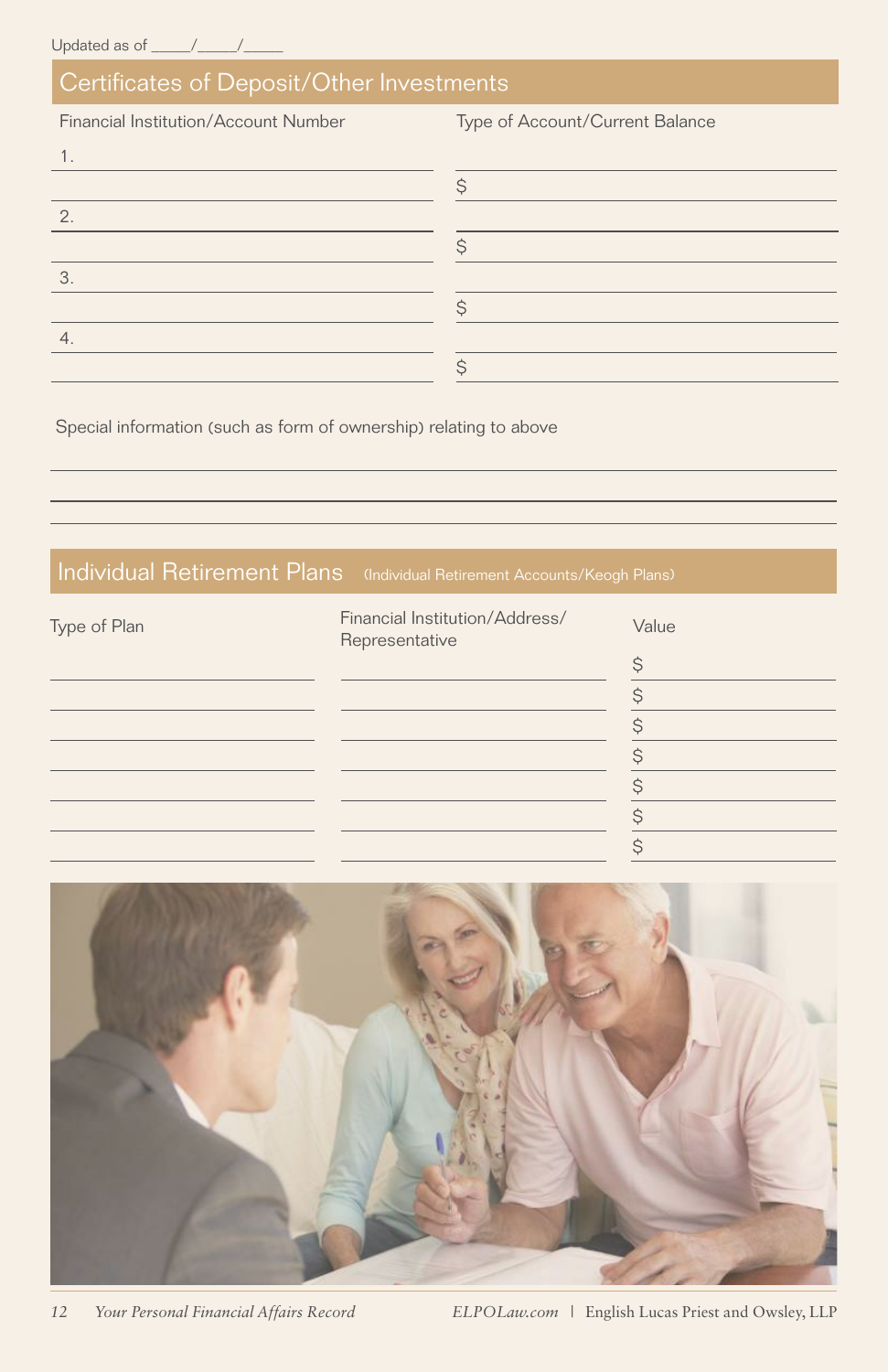Updated as of _____/_____/_____

## Certificates of Deposit/Other Investments

| Financial Institution/Account Number | Type of Account/Current Balance |
|---|---|
| 1. | |
| | $ |
| 2. | |
| | $ |
| 3. | |
| | $ |
| 4. | |
| | $ |

Special information (such as form of ownership) relating to above

______________________________________________

______________________________________________

______________________________________________

## Individual Retirement Plans (Individual Retirement Accounts/Keogh Plans)

| Type of Plan | Financial Institution/Address/ Representative | Value |
|---|---|---|
| | | $ |
| | | $ |
| | | $ |
| | | $ |
| | | $ |
| | | $ |
| | | $ |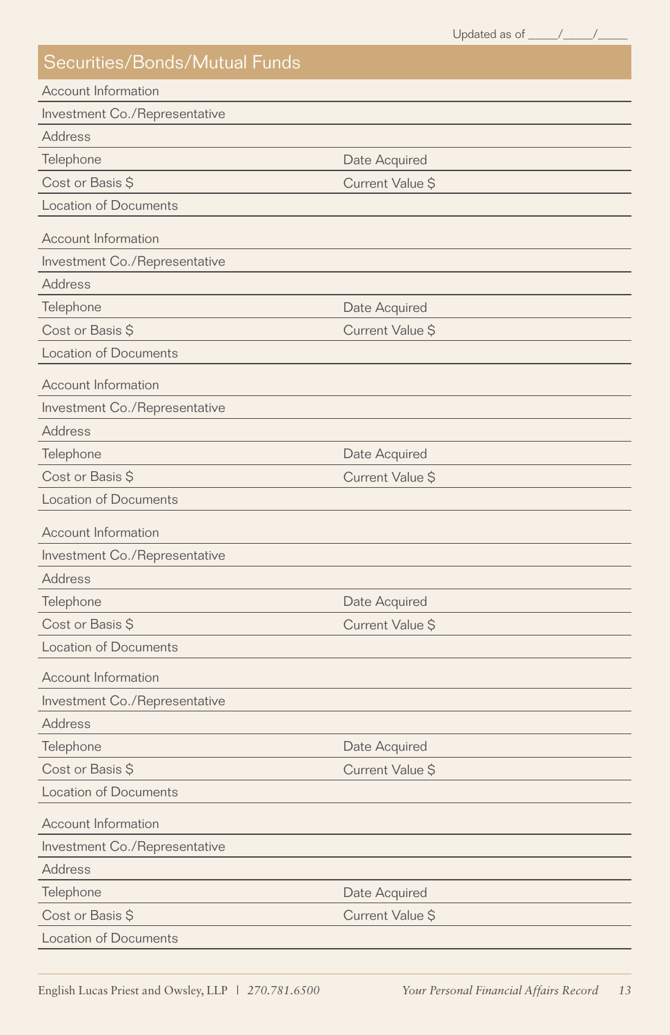Updated as of _____/_____/_____

## Securities/Bonds/Mutual Funds

Account Information

Investment Co./Representative

Address

Telephone | Date Acquired

Cost or Basis $ | Current Value $

Location of Documents

---

Account Information

Investment Co./Representative

Address

Telephone | Date Acquired

Cost or Basis $ | Current Value $

Location of Documents

---

Account Information

Investment Co./Representative

Address

Telephone | Date Acquired

Cost or Basis $ | Current Value $

Location of Documents

---

Account Information

Investment Co./Representative

Address

Telephone | Date Acquired

Cost or Basis $ | Current Value $

Location of Documents

---

Account Information

Investment Co./Representative

Address

Telephone | Date Acquired

Cost or Basis $ | Current Value $

Location of Documents

---

Account Information

Investment Co./Representative

Address

Telephone | Date Acquired

Cost or Basis $ | Current Value $

Location of Documents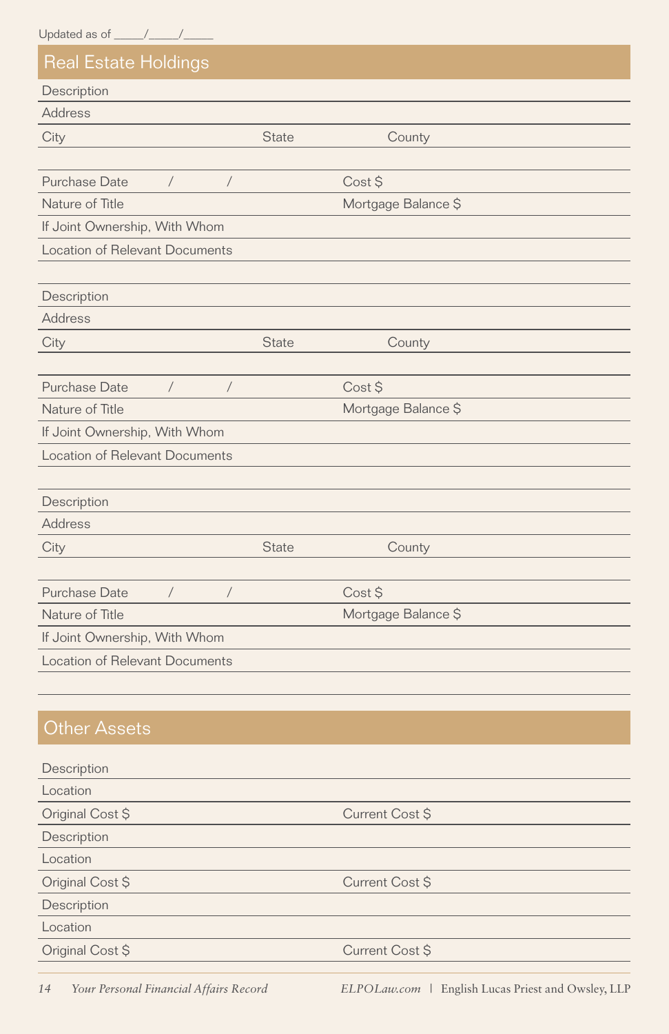Updated as of _____/_____/_____

## Real Estate Holdings

Description

Address

City State County

Purchase Date / / Cost $

Nature of Title Mortgage Balance $

If Joint Ownership, With Whom

Location of Relevant Documents

Description

Address

City State County

Purchase Date / / Cost $

Nature of Title Mortgage Balance $

If Joint Ownership, With Whom

Location of Relevant Documents

Description

Address

City State County

Purchase Date / / Cost $

Nature of Title Mortgage Balance $

If Joint Ownership, With Whom

Location of Relevant Documents

## Other Assets

Description

Location

Original Cost $ Current Cost $

Description

Location

Original Cost $ Current Cost $

Description

Location

Original Cost $ Current Cost $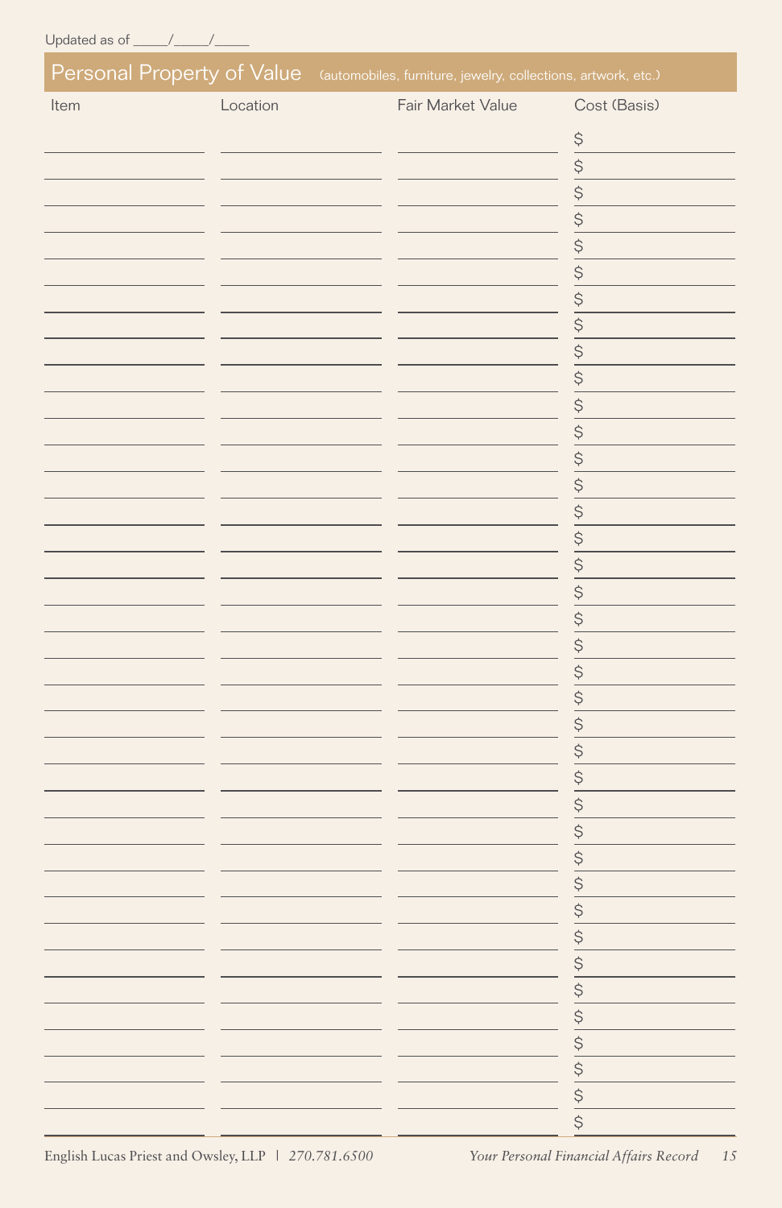Updated as of _____/_____/_____

## Personal Property of Value (automobiles, furniture, jewelry, collections, artwork, etc.)

| Item | Location | Fair Market Value | Cost (Basis) |
|---|---|---|---|
| | | | $ |
| | | | $ |
| | | | $ |
| | | | $ |
| | | | $ |
| | | | $ |
| | | | $ |
| | | | $ |
| | | | $ |
| | | | $ |
| | | | $ |
| | | | $ |
| | | | $ |
| | | | $ |
| | | | $ |
| | | | $ |
| | | | $ |
| | | | $ |
| | | | $ |
| | | | $ |
| | | | $ |
| | | | $ |
| | | | $ |
| | | | $ |
| | | | $ |
| | | | $ |
| | | | $ |
| | | | $ |
| | | | $ |
| | | | $ |
| | | | $ |
| | | | $ |
| | | | $ |
| | | | $ |
| | | | $ |
| | | | $ |
| | | | $ |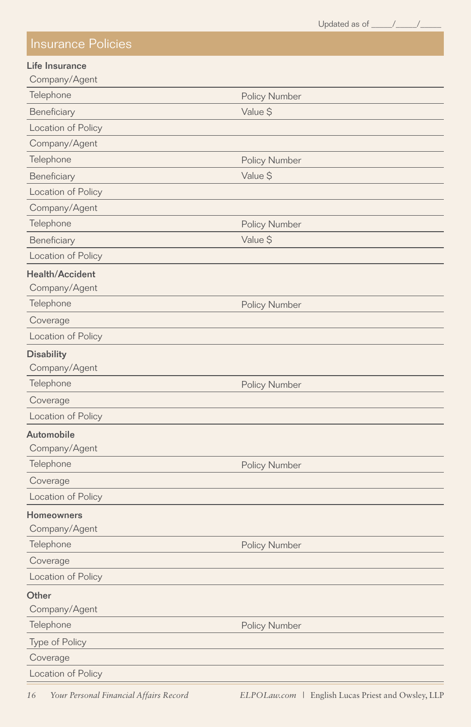Updated as of _____/_____/_____

## Insurance Policies

**Life Insurance**

| Company/Agent | |
|---|---|
| Telephone | Policy Number |
| Beneficiary | Value $ |
| Location of Policy | |
| Company/Agent | |
| Telephone | Policy Number |
| Beneficiary | Value $ |
| Location of Policy | |
| Company/Agent | |
| Telephone | Policy Number |
| Beneficiary | Value $ |
| Location of Policy | |

**Health/Accident**

| Company/Agent | |
|---|---|
| Telephone | Policy Number |
| Coverage | |
| Location of Policy | |

**Disability**

| Company/Agent | |
|---|---|
| Telephone | Policy Number |
| Coverage | |
| Location of Policy | |

**Automobile**

| Company/Agent | |
|---|---|
| Telephone | Policy Number |
| Coverage | |
| Location of Policy | |

**Homeowners**

| Company/Agent | |
|---|---|
| Telephone | Policy Number |
| Coverage | |
| Location of Policy | |

**Other**

| Company/Agent | |
|---|---|
| Telephone | Policy Number |
| Type of Policy | |
| Coverage | |
| Location of Policy | |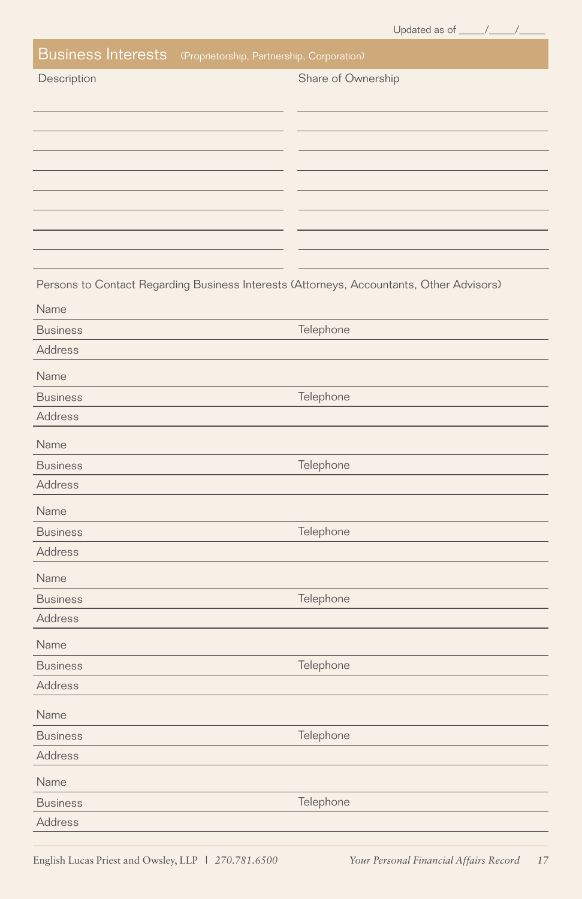Updated as of _____/_____/_____

## Business Interests (Proprietorship, Partnership, Corporation)

| Description | Share of Ownership |
|---|---|
| | |
| | |
| | |
| | |
| | |
| | |
| | |
| | |
| | |

Persons to Contact Regarding Business Interests (Attorneys, Accountants, Other Advisors)

Name
Business | Telephone
Address

Name
Business | Telephone
Address

Name
Business | Telephone
Address

Name
Business | Telephone
Address

Name
Business | Telephone
Address

Name
Business | Telephone
Address

Name
Business | Telephone
Address

Name
Business | Telephone
Address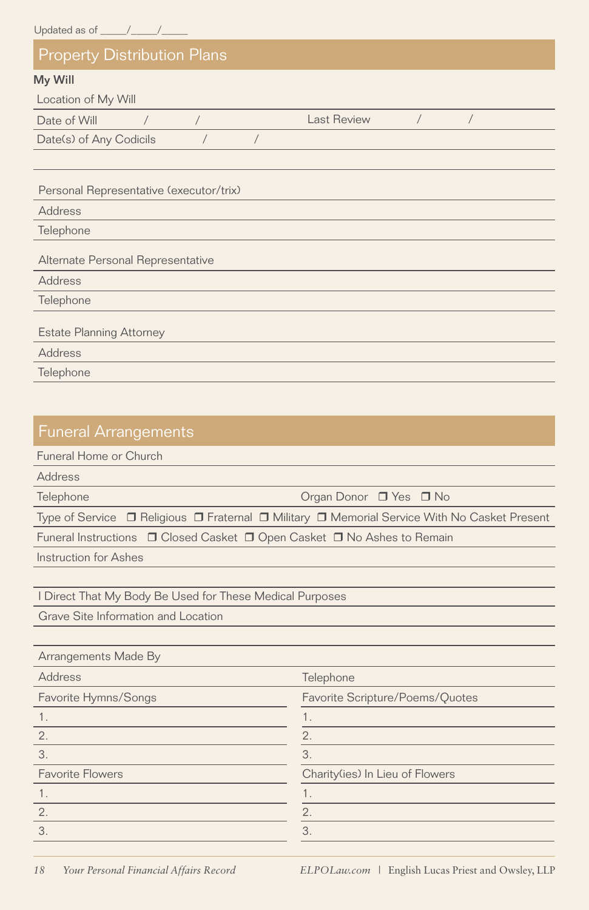Updated as of _____/_____/_____

## Property Distribution Plans

**My Will**

Location of My Will

Date of Will / / Last Review / /

Date(s) of Any Codicils / /

Personal Representative (executor/trix)

Address

Telephone

Alternate Personal Representative

Address

Telephone

Estate Planning Attorney

Address

Telephone

## Funeral Arrangements

Funeral Home or Church

Address

Telephone Organ Donor ❒ Yes ❒ No

Type of Service ❒ Religious ❒ Fraternal ❒ Military ❒ Memorial Service With No Casket Present

Funeral Instructions ❒ Closed Casket ❒ Open Casket ❒ No Ashes to Remain

Instruction for Ashes

I Direct That My Body Be Used for These Medical Purposes

Grave Site Information and Location

Arrangements Made By

Address Telephone

| Favorite Hymns/Songs | Favorite Scripture/Poems/Quotes |
|---|---|
| 1. | 1. |
| 2. | 2. |
| 3. | 3. |

| Favorite Flowers | Charity(ies) In Lieu of Flowers |
|---|---|
| 1. | 1. |
| 2. | 2. |
| 3. | 3. |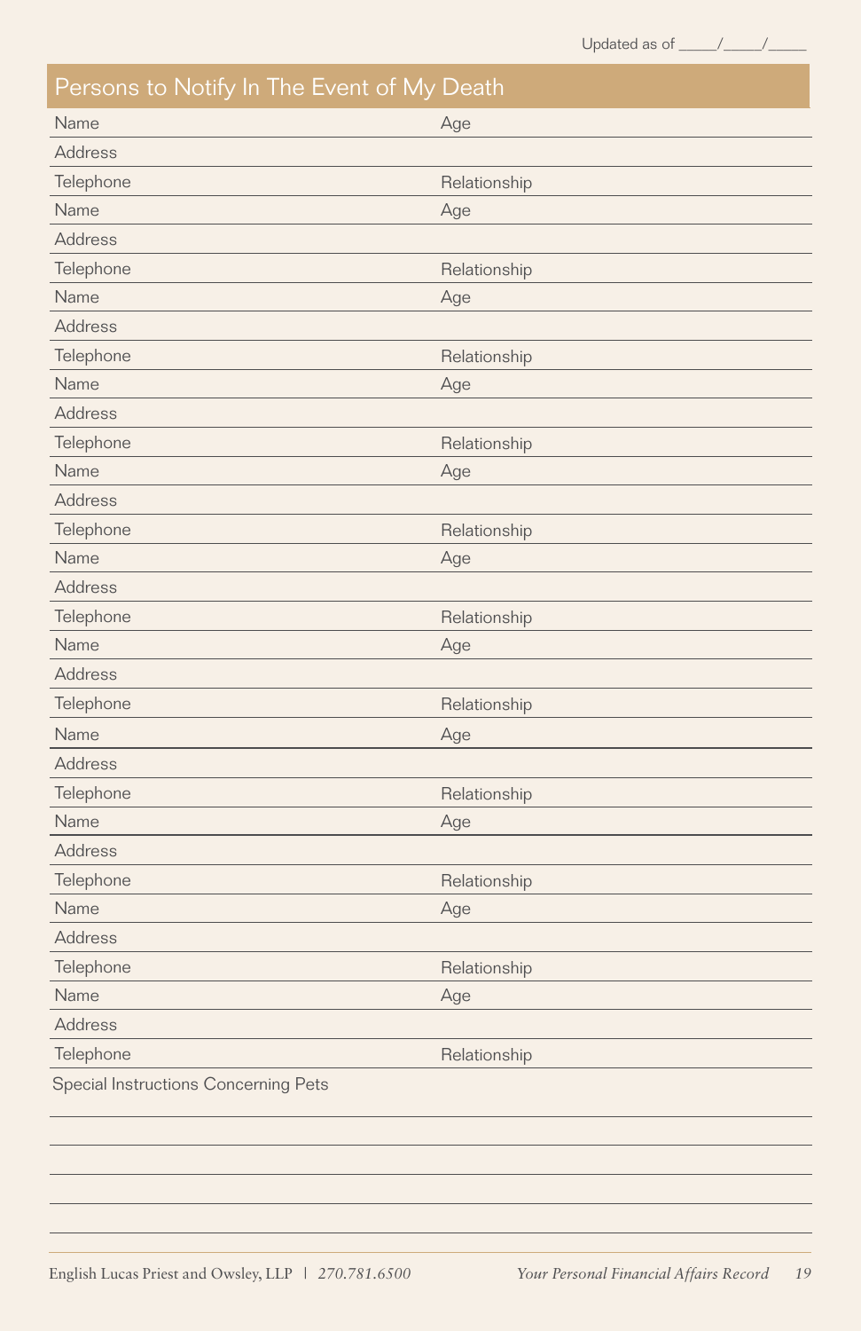Updated as of _____/_____/_____

## Persons to Notify In The Event of My Death

| | |
|---|---|
| Name | Age |
| Address | |
| Telephone | Relationship |
| Name | Age |
| Address | |
| Telephone | Relationship |
| Name | Age |
| Address | |
| Telephone | Relationship |
| Name | Age |
| Address | |
| Telephone | Relationship |
| Name | Age |
| Address | |
| Telephone | Relationship |
| Name | Age |
| Address | |
| Telephone | Relationship |
| Name | Age |
| Address | |
| Telephone | Relationship |
| Name | Age |
| Address | |
| Telephone | Relationship |
| Name | Age |
| Address | |
| Telephone | Relationship |
| Name | Age |
| Address | |
| Telephone | Relationship |
| Name | Age |
| Address | |
| Telephone | Relationship |

Special Instructions Concerning Pets

_______________________________________________

_______________________________________________

_______________________________________________

_______________________________________________

_______________________________________________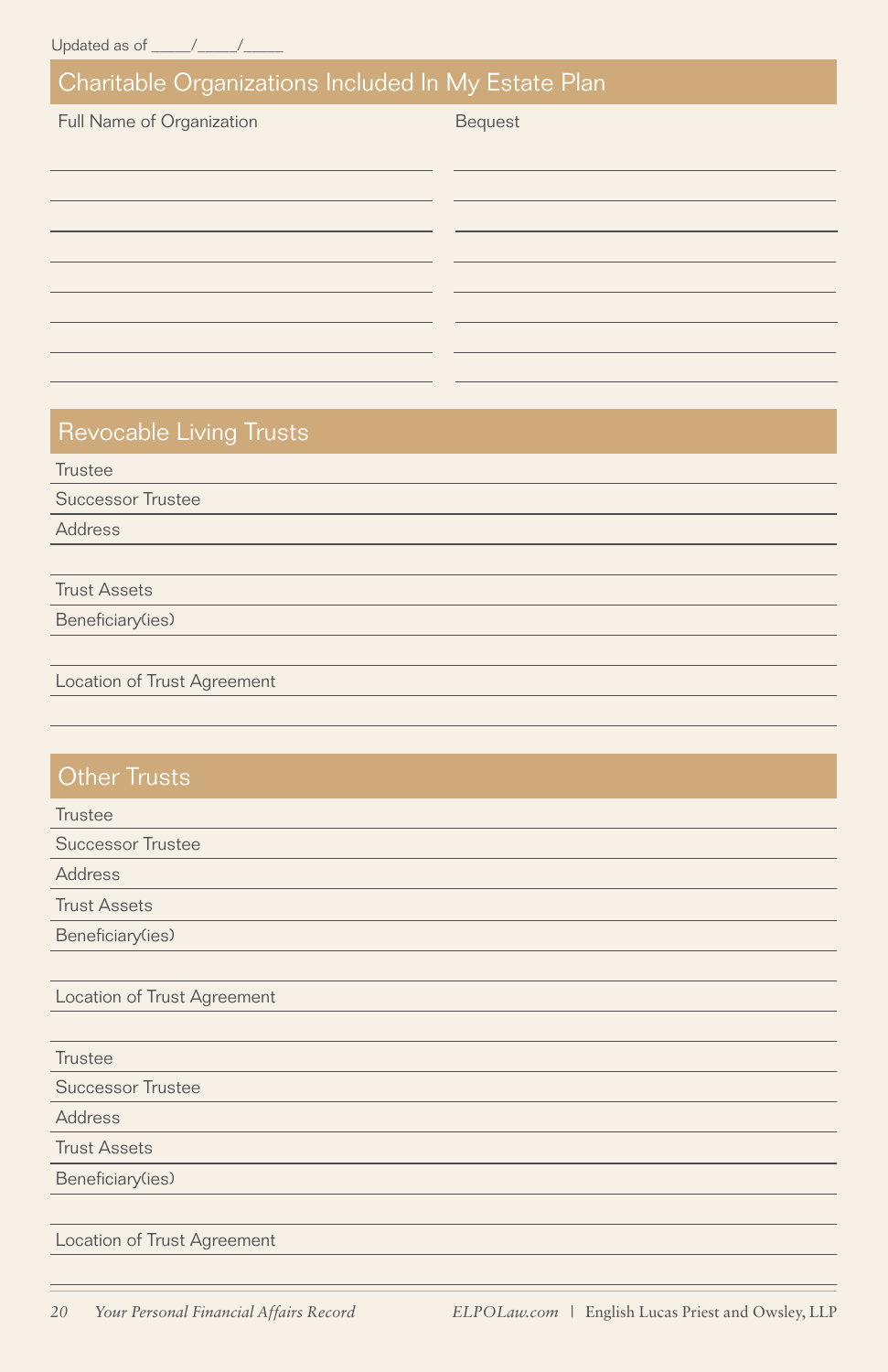Updated as of _____/_____/_____

## Charitable Organizations Included In My Estate Plan

| Full Name of Organization | Bequest |
|---|---|
| | |
| | |
| | |
| | |
| | |
| | |
| | |
| | |

## Revocable Living Trusts

Trustee

Successor Trustee

Address

Trust Assets

Beneficiary(ies)

Location of Trust Agreement

## Other Trusts

Trustee

Successor Trustee

Address

Trust Assets

Beneficiary(ies)

Location of Trust Agreement

Trustee

Successor Trustee

Address

Trust Assets

Beneficiary(ies)

Location of Trust Agreement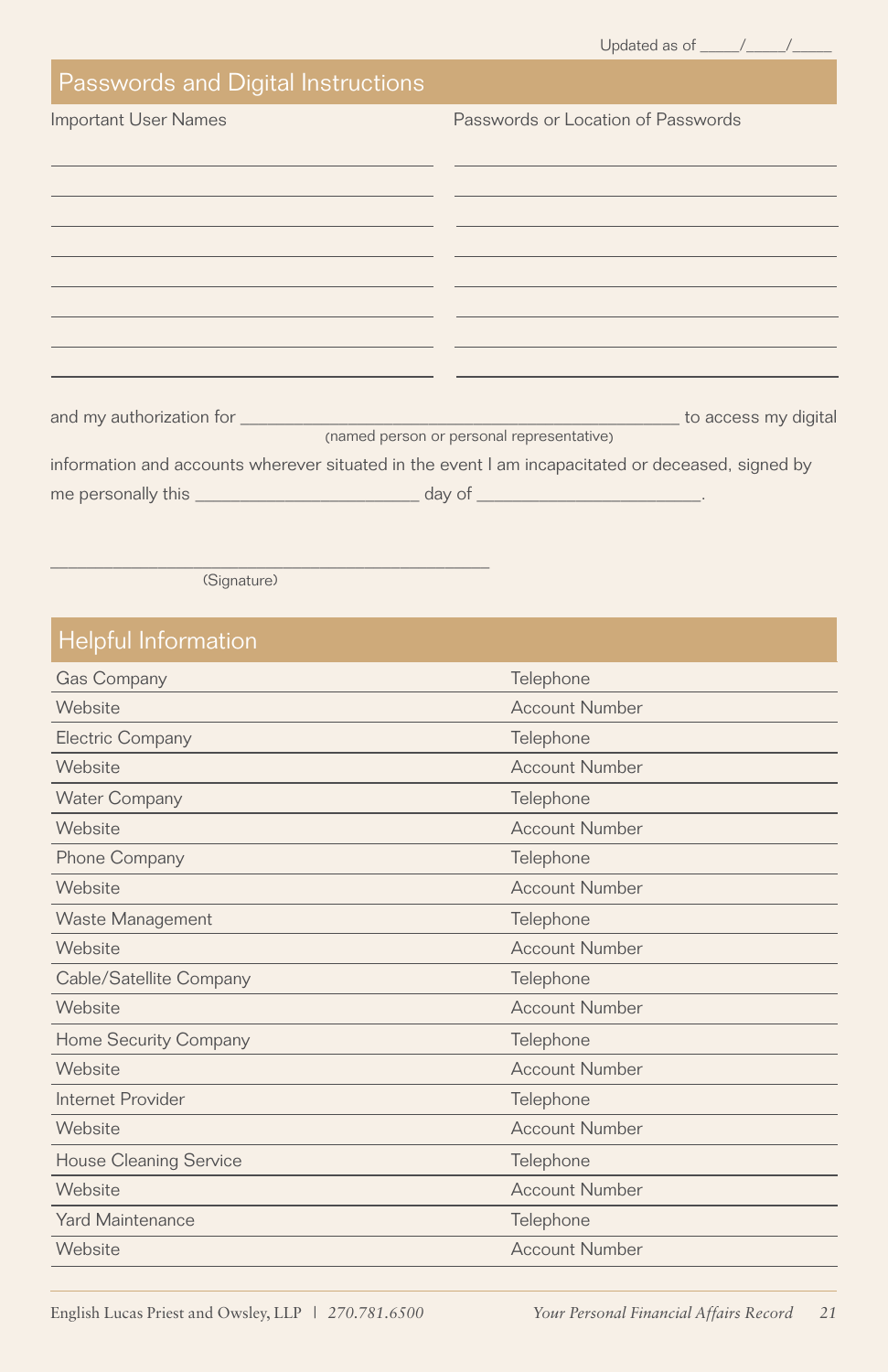Updated as of _____/_____/_____

## Passwords and Digital Instructions

| Important User Names | Passwords or Location of Passwords |
|---|---|
| | |
| | |
| | |
| | |
| | |
| | |
| | |
| | |

and my authorization for _______________________________________________ to access my digital
(named person or personal representative)

information and accounts wherever situated in the event I am incapacitated or deceased, signed by me personally this _______________________ day of _______________________.

_______________________________________________
(Signature)

## Helpful Information

| | |
|---|---|
| Gas Company | Telephone |
| Website | Account Number |
| Electric Company | Telephone |
| Website | Account Number |
| Water Company | Telephone |
| Website | Account Number |
| Phone Company | Telephone |
| Website | Account Number |
| Waste Management | Telephone |
| Website | Account Number |
| Cable/Satellite Company | Telephone |
| Website | Account Number |
| Home Security Company | Telephone |
| Website | Account Number |
| Internet Provider | Telephone |
| Website | Account Number |
| House Cleaning Service | Telephone |
| Website | Account Number |
| Yard Maintenance | Telephone |
| Website | Account Number |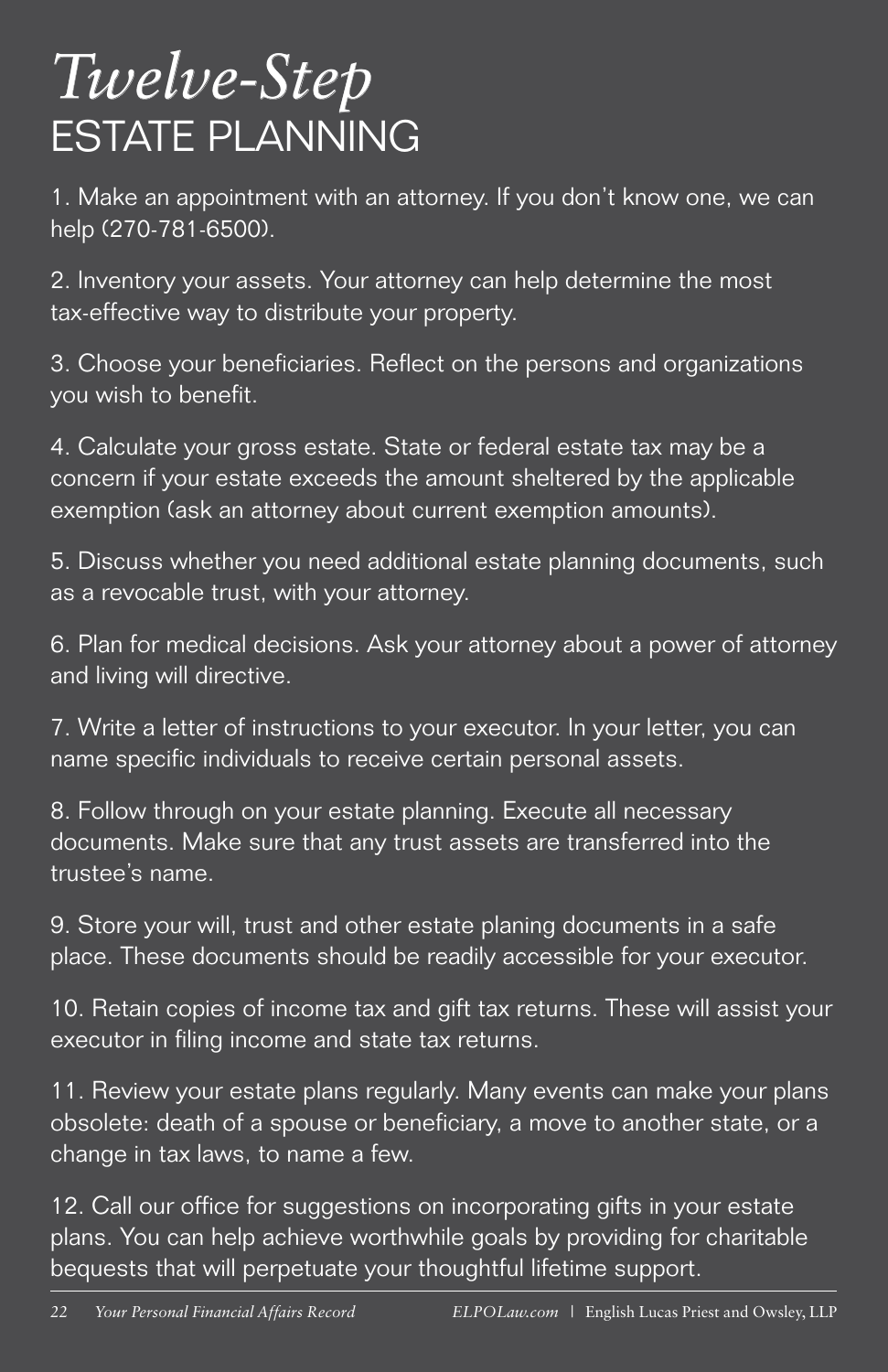# *Twelve-Step* ESTATE PLANNING

1. Make an appointment with an attorney. If you don't know one, we can help (270-781-6500).

2. Inventory your assets. Your attorney can help determine the most tax-effective way to distribute your property.

3. Choose your beneficiaries. Reflect on the persons and organizations you wish to benefit.

4. Calculate your gross estate. State or federal estate tax may be a concern if your estate exceeds the amount sheltered by the applicable exemption (ask an attorney about current exemption amounts).

5. Discuss whether you need additional estate planning documents, such as a revocable trust, with your attorney.

6. Plan for medical decisions. Ask your attorney about a power of attorney and living will directive.

7. Write a letter of instructions to your executor. In your letter, you can name specific individuals to receive certain personal assets.

8. Follow through on your estate planning. Execute all necessary documents. Make sure that any trust assets are transferred into the trustee's name.

9. Store your will, trust and other estate planing documents in a safe place. These documents should be readily accessible for your executor.

10. Retain copies of income tax and gift tax returns. These will assist your executor in filing income and state tax returns.

11. Review your estate plans regularly. Many events can make your plans obsolete: death of a spouse or beneficiary, a move to another state, or a change in tax laws, to name a few.

12. Call our office for suggestions on incorporating gifts in your estate plans. You can help achieve worthwhile goals by providing for charitable bequests that will perpetuate your thoughtful lifetime support.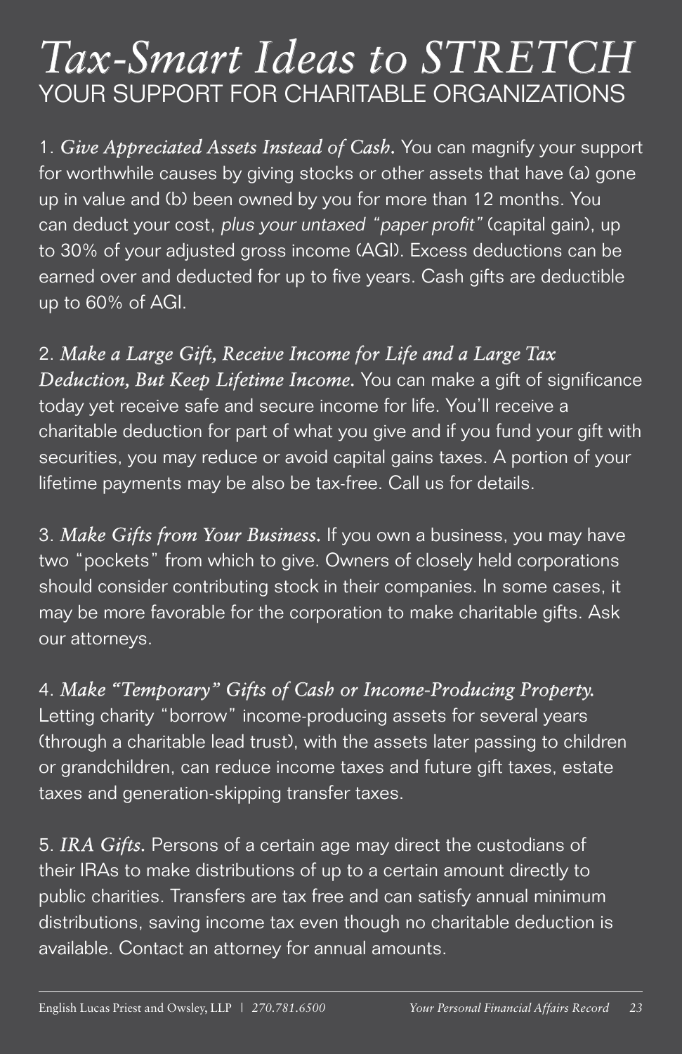# *Tax-Smart Ideas to STRETCH* YOUR SUPPORT FOR CHARITABLE ORGANIZATIONS

1. *Give Appreciated Assets Instead of Cash.* You can magnify your support for worthwhile causes by giving stocks or other assets that have (a) gone up in value and (b) been owned by you for more than 12 months. You can deduct your cost, *plus your untaxed "paper profit"* (capital gain), up to 30% of your adjusted gross income (AGI). Excess deductions can be earned over and deducted for up to five years. Cash gifts are deductible up to 60% of AGI.

2. *Make a Large Gift, Receive Income for Life and a Large Tax Deduction, But Keep Lifetime Income.* You can make a gift of significance today yet receive safe and secure income for life. You'll receive a charitable deduction for part of what you give and if you fund your gift with securities, you may reduce or avoid capital gains taxes. A portion of your lifetime payments may be also be tax-free. Call us for details.

3. *Make Gifts from Your Business.* If you own a business, you may have two "pockets" from which to give. Owners of closely held corporations should consider contributing stock in their companies. In some cases, it may be more favorable for the corporation to make charitable gifts. Ask our attorneys.

4. *Make "Temporary" Gifts of Cash or Income-Producing Property.* Letting charity "borrow" income-producing assets for several years (through a charitable lead trust), with the assets later passing to children or grandchildren, can reduce income taxes and future gift taxes, estate taxes and generation-skipping transfer taxes.

5. *IRA Gifts.* Persons of a certain age may direct the custodians of their IRAs to make distributions of up to a certain amount directly to public charities. Transfers are tax free and can satisfy annual minimum distributions, saving income tax even though no charitable deduction is available. Contact an attorney for annual amounts.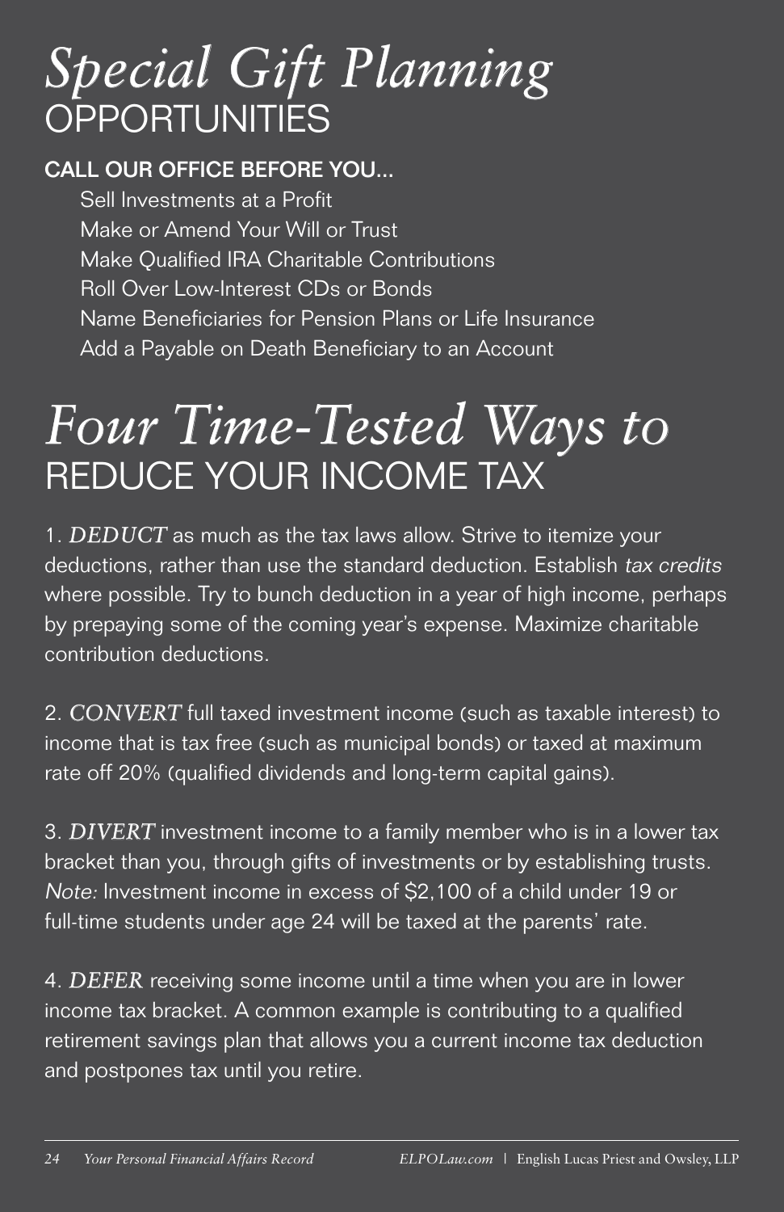# *Special Gift Planning* OPPORTUNITIES

**CALL OUR OFFICE BEFORE YOU...**

- Sell Investments at a Profit
- Make or Amend Your Will or Trust
- Make Qualified IRA Charitable Contributions
- Roll Over Low-Interest CDs or Bonds
- Name Beneficiaries for Pension Plans or Life Insurance
- Add a Payable on Death Beneficiary to an Account

# *Four Time-Tested Ways to* REDUCE YOUR INCOME TAX

1. *DEDUCT* as much as the tax laws allow. Strive to itemize your deductions, rather than use the standard deduction. Establish *tax credits* where possible. Try to bunch deduction in a year of high income, perhaps by prepaying some of the coming year's expense. Maximize charitable contribution deductions.

2. *CONVERT* full taxed investment income (such as taxable interest) to income that is tax free (such as municipal bonds) or taxed at maximum rate off 20% (qualified dividends and long-term capital gains).

3. *DIVERT* investment income to a family member who is in a lower tax bracket than you, through gifts of investments or by establishing trusts. *Note:* Investment income in excess of $2,100 of a child under 19 or full-time students under age 24 will be taxed at the parents' rate.

4. *DEFER* receiving some income until a time when you are in lower income tax bracket. A common example is contributing to a qualified retirement savings plan that allows you a current income tax deduction and postpones tax until you retire.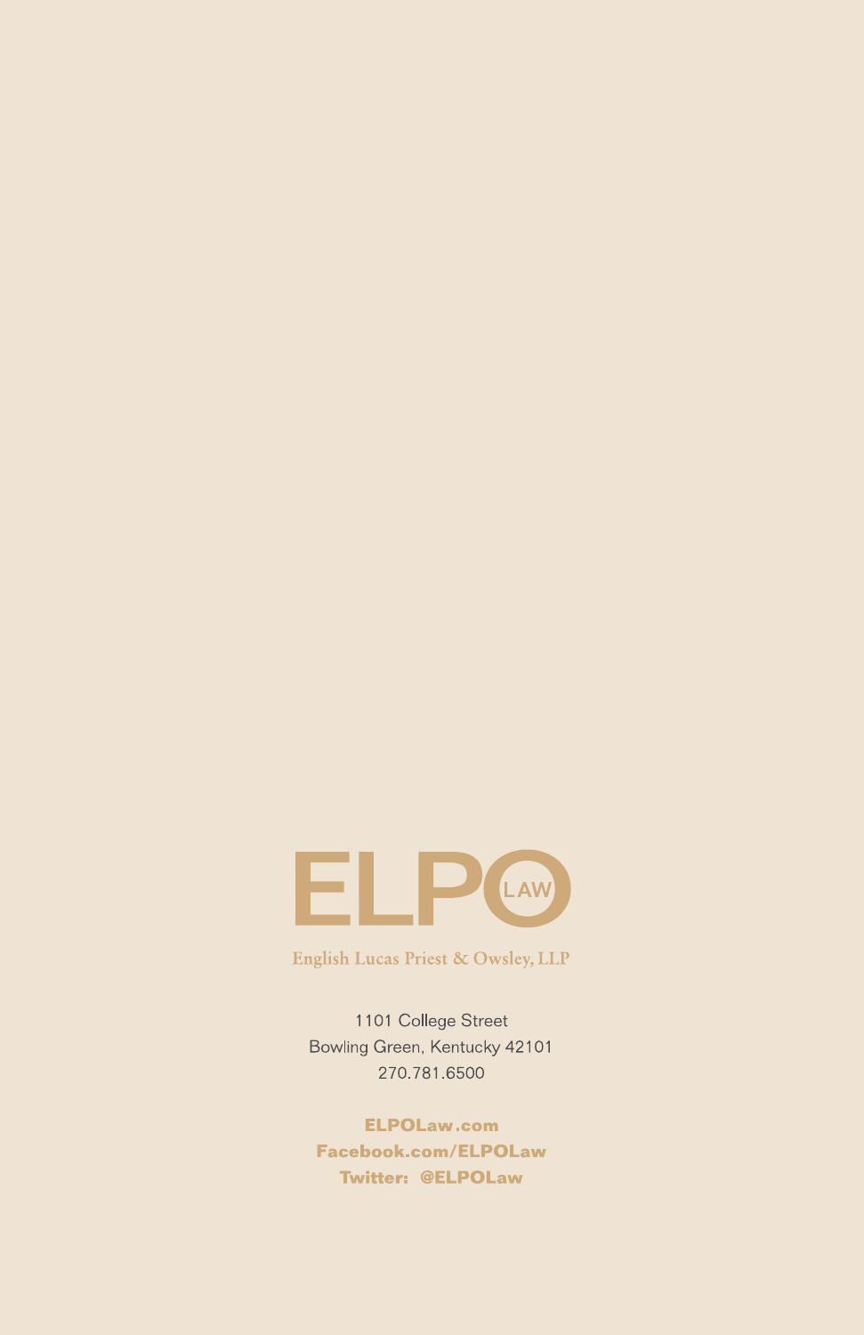ELPO LAW

English Lucas Priest & Owsley, LLP

1101 College Street
Bowling Green, Kentucky 42101
270.781.6500

**ELPOLaw.com**
**Facebook.com/ELPOLaw**
**Twitter: @ELPOLaw**